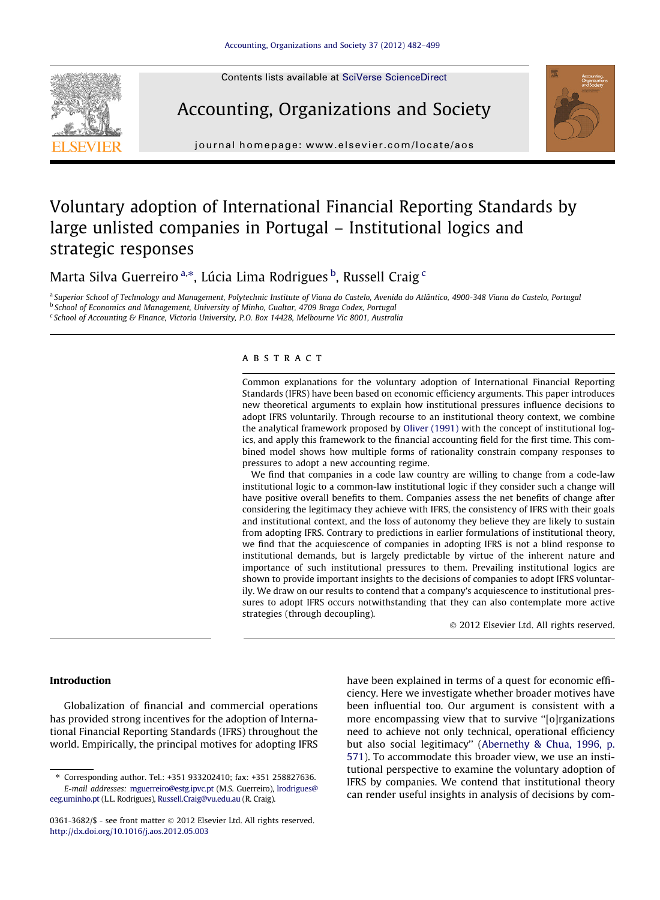# Voluntary adoption of International Financial Reporting Standards by large unlisted companies in Portugal – Institutional logics and strategic responses

Marta Silva Guerreiro [a,*], Lúcia Lima Rodrigues [b], Russell Craig [c]

[a] Superior School of Technology and Management, Polytechnic Institute of Viana do Castelo, Avenida do Atlântico, 4900-348 Viana do Castelo, Portugal
[b] School of Economics and Management, University of Minho, Gualtar, 4709 Braga Codex, Portugal
[c] School of Accounting & Finance, Victoria University, P.O. Box 14428, Melbourne Vic 8001, Australia

## ABSTRACT

Common explanations for the voluntary adoption of International Financial Reporting Standards (IFRS) have been based on economic efficiency arguments. This paper introduces new theoretical arguments to explain how institutional pressures influence decisions to adopt IFRS voluntarily. Through recourse to an institutional theory context, we combine the analytical framework proposed by Oliver (1991) with the concept of institutional logics, and apply this framework to the financial accounting field for the first time. This combined model shows how multiple forms of rationality constrain company responses to pressures to adopt a new accounting regime.

We find that companies in a code law country are willing to change from a code-law institutional logic to a common-law institutional logic if they consider such a change will have positive overall benefits to them. Companies assess the net benefits of change after considering the legitimacy they achieve with IFRS, the consistency of IFRS with their goals and institutional context, and the loss of autonomy they believe they are likely to sustain from adopting IFRS. Contrary to predictions in earlier formulations of institutional theory, we find that the acquiescence of companies in adopting IFRS is not a blind response to institutional demands, but is largely predictable by virtue of the inherent nature and importance of such institutional pressures to them. Prevailing institutional logics are shown to provide important insights to the decisions of companies to adopt IFRS voluntarily. We draw on our results to contend that a company's acquiescence to institutional pressures to adopt IFRS occurs notwithstanding that they can also contemplate more active strategies (through decoupling).

© 2012 Elsevier Ltd. All rights reserved.

## Introduction

Globalization of financial and commercial operations has provided strong incentives for the adoption of International Financial Reporting Standards (IFRS) throughout the world. Empirically, the principal motives for adopting IFRS have been explained in terms of a quest for economic efficiency. Here we investigate whether broader motives have been influential too. Our argument is consistent with a more encompassing view that to survive "[o]rganizations need to achieve not only technical, operational efficiency but also social legitimacy" (Abernethy & Chua, 1996, p. 571). To accommodate this broader view, we use an institutional perspective to examine the voluntary adoption of IFRS by companies. We contend that institutional theory can render useful insights in analysis of decisions by com-

* Corresponding author. Tel.: +351 933202410; fax: +351 258827636.
*E-mail addresses:* mguerreiro@estg.ipvc.pt (M.S. Guerreiro), lrodrigues@eeg.uminho.pt (L.L. Rodrigues), Russell.Craig@vu.edu.au (R. Craig).

0361-3682/$ - see front matter © 2012 Elsevier Ltd. All rights reserved.
http://dx.doi.org/10.1016/j.aos.2012.05.003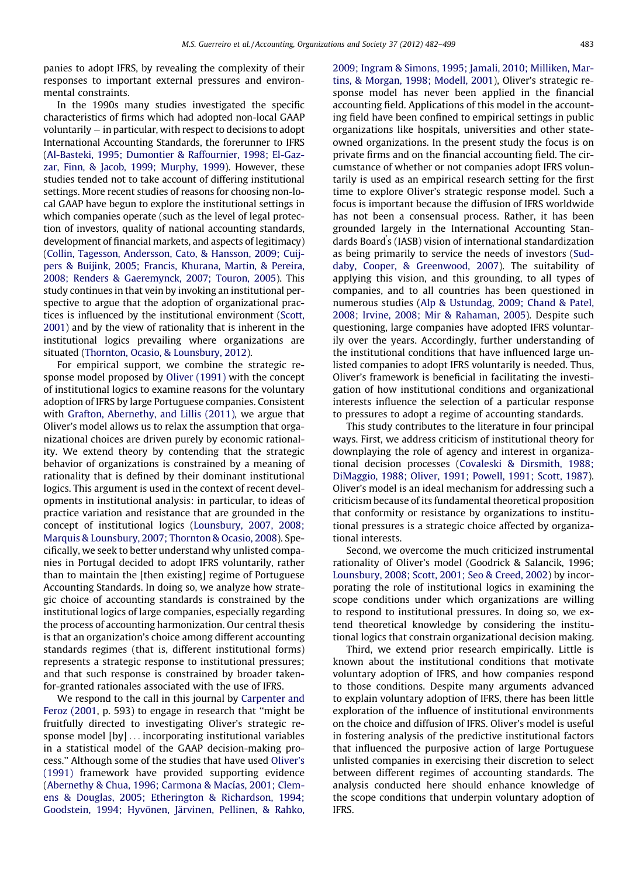panies to adopt IFRS, by revealing the complexity of their responses to important external pressures and environmental constraints.

In the 1990s many studies investigated the specific characteristics of firms which had adopted non-local GAAP voluntarily – in particular, with respect to decisions to adopt International Accounting Standards, the forerunner to IFRS (Al-Basteki, 1995; Dumontier & Raffournier, 1998; El-Gazzar, Finn, & Jacob, 1999; Murphy, 1999). However, these studies tended not to take account of differing institutional settings. More recent studies of reasons for choosing non-local GAAP have begun to explore the institutional settings in which companies operate (such as the level of legal protection of investors, quality of national accounting standards, development of financial markets, and aspects of legitimacy) (Collin, Tagesson, Andersson, Cato, & Hansson, 2009; Cuijpers & Buijink, 2005; Francis, Khurana, Martin, & Pereira, 2008; Renders & Gaeremynck, 2007; Touron, 2005). This study continues in that vein by invoking an institutional perspective to argue that the adoption of organizational practices is influenced by the institutional environment (Scott, 2001) and by the view of rationality that is inherent in the institutional logics prevailing where organizations are situated (Thornton, Ocasio, & Lounsbury, 2012).

For empirical support, we combine the strategic response model proposed by Oliver (1991) with the concept of institutional logics to examine reasons for the voluntary adoption of IFRS by large Portuguese companies. Consistent with Grafton, Abernethy, and Lillis (2011), we argue that Oliver's model allows us to relax the assumption that organizational choices are driven purely by economic rationality. We extend theory by contending that the strategic behavior of organizations is constrained by a meaning of rationality that is defined by their dominant institutional logics. This argument is used in the context of recent developments in institutional analysis: in particular, to ideas of practice variation and resistance that are grounded in the concept of institutional logics (Lounsbury, 2007, 2008; Marquis & Lounsbury, 2007; Thornton & Ocasio, 2008). Specifically, we seek to better understand why unlisted companies in Portugal decided to adopt IFRS voluntarily, rather than to maintain the [then existing] regime of Portuguese Accounting Standards. In doing so, we analyze how strategic choice of accounting standards is constrained by the institutional logics of large companies, especially regarding the process of accounting harmonization. Our central thesis is that an organization's choice among different accounting standards regimes (that is, different institutional forms) represents a strategic response to institutional pressures; and that such response is constrained by broader taken-for-granted rationales associated with the use of IFRS.

We respond to the call in this journal by Carpenter and Feroz (2001, p. 593) to engage in research that "might be fruitfully directed to investigating Oliver's strategic response model [by] ... incorporating institutional variables in a statistical model of the GAAP decision-making process." Although some of the studies that have used Oliver's (1991) framework have provided supporting evidence (Abernethy & Chua, 1996; Carmona & Macías, 2001; Clemens & Douglas, 2005; Etherington & Richardson, 1994; Goodstein, 1994; Hyvönen, Järvinen, Pellinen, & Rahko, 2009; Ingram & Simons, 1995; Jamali, 2010; Milliken, Martins, & Morgan, 1998; Modell, 2001), Oliver's strategic response model has never been applied in the financial accounting field. Applications of this model in the accounting field have been confined to empirical settings in public organizations like hospitals, universities and other state-owned organizations. In the present study the focus is on private firms and on the financial accounting field. The circumstance of whether or not companies adopt IFRS voluntarily is used as an empirical research setting for the first time to explore Oliver's strategic response model. Such a focus is important because the diffusion of IFRS worldwide has not been a consensual process. Rather, it has been grounded largely in the International Accounting Standards Board's (IASB) vision of international standardization as being primarily to service the needs of investors (Suddaby, Cooper, & Greenwood, 2007). The suitability of applying this vision, and this grounding, to all types of companies, and to all countries has been questioned in numerous studies (Alp & Ustundag, 2009; Chand & Patel, 2008; Irvine, 2008; Mir & Rahaman, 2005). Despite such questioning, large companies have adopted IFRS voluntarily over the years. Accordingly, further understanding of the institutional conditions that have influenced large unlisted companies to adopt IFRS voluntarily is needed. Thus, Oliver's framework is beneficial in facilitating the investigation of how institutional conditions and organizational interests influence the selection of a particular response to pressures to adopt a regime of accounting standards.

This study contributes to the literature in four principal ways. First, we address criticism of institutional theory for downplaying the role of agency and interest in organizational decision processes (Covaleski & Dirsmith, 1988; DiMaggio, 1988; Oliver, 1991; Powell, 1991; Scott, 1987). Oliver's model is an ideal mechanism for addressing such a criticism because of its fundamental theoretical proposition that conformity or resistance by organizations to institutional pressures is a strategic choice affected by organizational interests.

Second, we overcome the much criticized instrumental rationality of Oliver's model (Goodrick & Salancik, 1996; Lounsbury, 2008; Scott, 2001; Seo & Creed, 2002) by incorporating the role of institutional logics in examining the scope conditions under which organizations are willing to respond to institutional pressures. In doing so, we extend theoretical knowledge by considering the institutional logics that constrain organizational decision making.

Third, we extend prior research empirically. Little is known about the institutional conditions that motivate voluntary adoption of IFRS, and how companies respond to those conditions. Despite many arguments advanced to explain voluntary adoption of IFRS, there has been little exploration of the influence of institutional environments on the choice and diffusion of IFRS. Oliver's model is useful in fostering analysis of the predictive institutional factors that influenced the purposive action of large Portuguese unlisted companies in exercising their discretion to select between different regimes of accounting standards. The analysis conducted here should enhance knowledge of the scope conditions that underpin voluntary adoption of IFRS.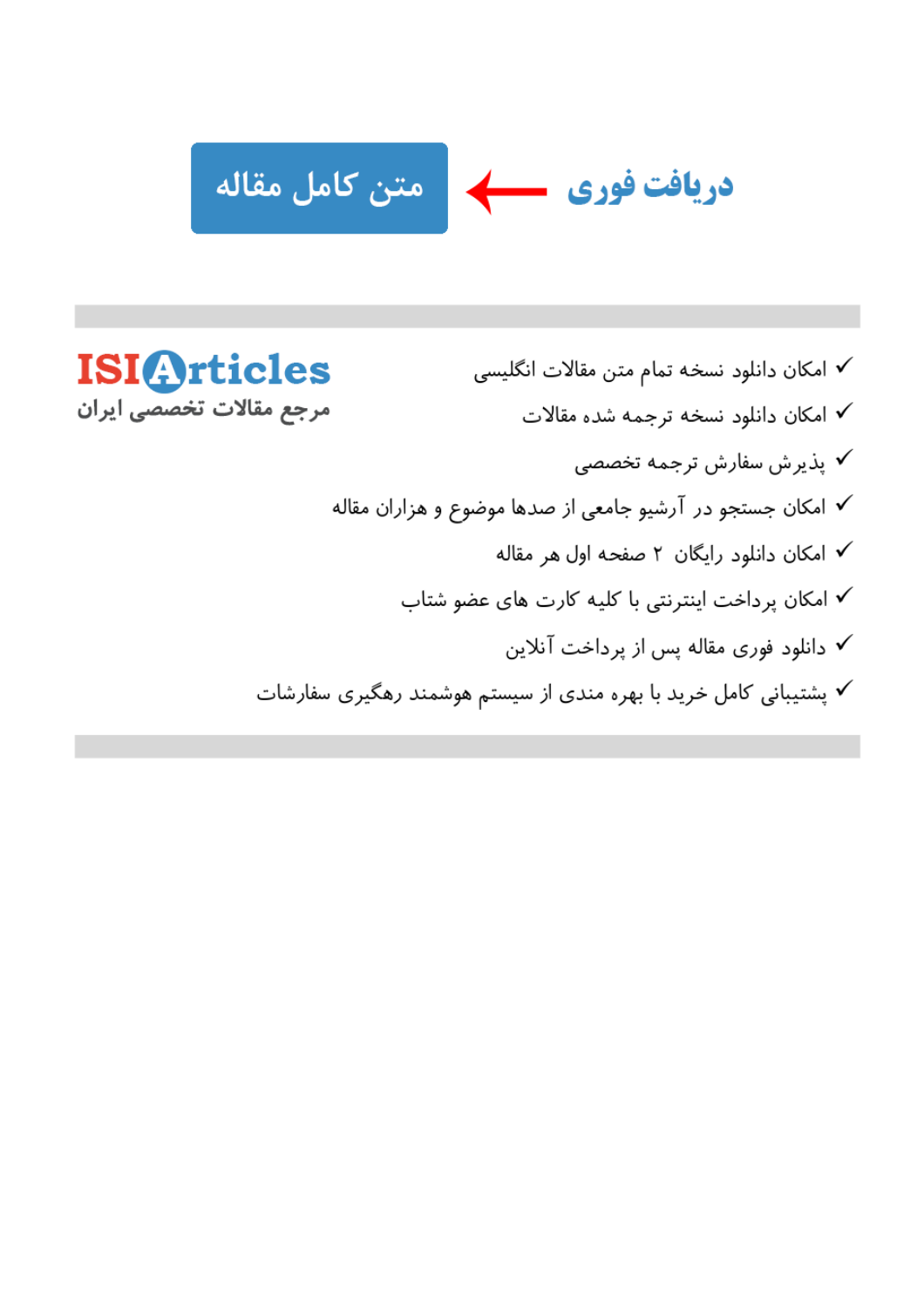دریافت فوری ← **متن کامل مقاله**

**ISIArticles**
مرجع مقالات تخصصی ایران

- ✓ امکان دانلود نسخه تمام متن مقالات انگلیسی
- ✓ امکان دانلود نسخه ترجمه شده مقالات
- ✓ پذیرش سفارش ترجمه تخصصی
- ✓ امکان جستجو در آرشیو جامعی از صدها موضوع و هزاران مقاله
- ✓ امکان دانلود رایگان ۲ صفحه اول هر مقاله
- ✓ امکان پرداخت اینترنتی با کلیه کارت های عضو شتاب
- ✓ دانلود فوری مقاله پس از پرداخت آنلاین
- ✓ پشتیبانی کامل خرید با بهره مندی از سیستم هوشمند رهگیری سفارشات